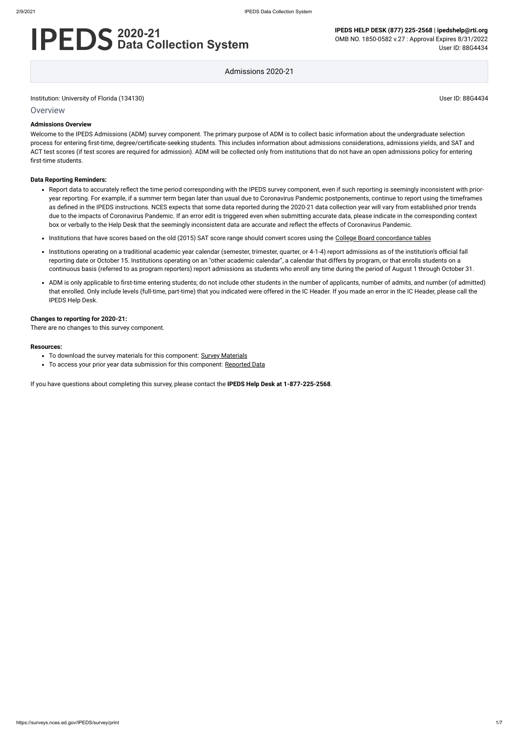# IPEDS 2020-21 Data Collection System

**IPEDS HELP DESK (877) 225-2568 | ipedshelp@rti.org**
OMB NO. 1850-0582 v.27 : Approval Expires 8/31/2022
User ID: 88G4434

Admissions 2020-21

Institution: University of Florida (134130) User ID: 88G4434

## Overview

**Admissions Overview**

Welcome to the IPEDS Admissions (ADM) survey component. The primary purpose of ADM is to collect basic information about the undergraduate selection process for entering first-time, degree/certificate-seeking students. This includes information about admissions considerations, admissions yields, and SAT and ACT test scores (if test scores are required for admission). ADM will be collected only from institutions that do not have an open admissions policy for entering first-time students.

**Data Reporting Reminders:**

- Report data to accurately reflect the time period corresponding with the IPEDS survey component, even if such reporting is seemingly inconsistent with prior-year reporting. For example, if a summer term began later than usual due to Coronavirus Pandemic postponements, continue to report using the timeframes as defined in the IPEDS instructions. NCES expects that some data reported during the 2020-21 data collection year will vary from established prior trends due to the impacts of Coronavirus Pandemic. If an error edit is triggered even when submitting accurate data, please indicate in the corresponding context box or verbally to the Help Desk that the seemingly inconsistent data are accurate and reflect the effects of Coronavirus Pandemic.
- Institutions that have scores based on the old (2015) SAT score range should convert scores using the College Board concordance tables
- Institutions operating on a traditional academic year calendar (semester, trimester, quarter, or 4-1-4) report admissions as of the institution's official fall reporting date or October 15. Institutions operating on an "other academic calendar", a calendar that differs by program, or that enrolls students on a continuous basis (referred to as program reporters) report admissions as students who enroll any time during the period of August 1 through October 31.
- ADM is only applicable to first-time entering students; do not include other students in the number of applicants, number of admits, and number (of admitted) that enrolled. Only include levels (full-time, part-time) that you indicated were offered in the IC Header. If you made an error in the IC Header, please call the IPEDS Help Desk.

**Changes to reporting for 2020-21:**

There are no changes to this survey component.

**Resources:**

- To download the survey materials for this component: Survey Materials
- To access your prior year data submission for this component: Reported Data

If you have questions about completing this survey, please contact the **IPEDS Help Desk at 1-877-225-2568**.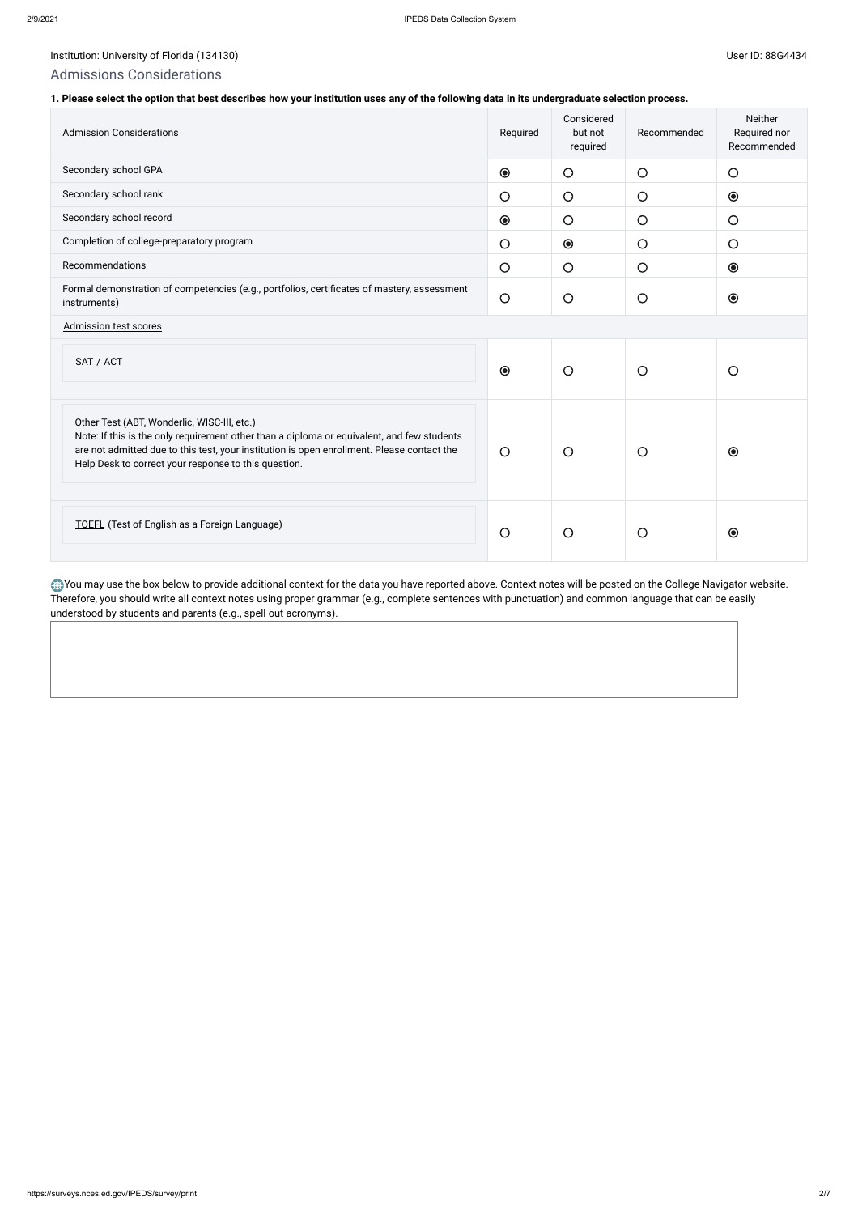Institution: University of Florida (134130)

User ID: 88G4434

## Admissions Considerations

**1. Please select the option that best describes how your institution uses any of the following data in its undergraduate selection process.**

| Admission Considerations | Required | Considered but not required | Recommended | Neither Required nor Recommended |
|---|---|---|---|---|
| Secondary school GPA | ◉ | ○ | ○ | ○ |
| Secondary school rank | ○ | ○ | ○ | ◉ |
| Secondary school record | ◉ | ○ | ○ | ○ |
| Completion of college-preparatory program | ○ | ◉ | ○ | ○ |
| Recommendations | ○ | ○ | ○ | ◉ |
| Formal demonstration of competencies (e.g., portfolios, certificates of mastery, assessment instruments) | ○ | ○ | ○ | ◉ |
| Admission test scores | | | | |
| SAT / ACT | ◉ | ○ | ○ | ○ |
| Other Test (ABT, Wonderlic, WISC-III, etc.) Note: If this is the only requirement other than a diploma or equivalent, and few students are not admitted due to this test, your institution is open enrollment. Please contact the Help Desk to correct your response to this question. | ○ | ○ | ○ | ◉ |
| TOEFL (Test of English as a Foreign Language) | ○ | ○ | ○ | ◉ |

You may use the box below to provide additional context for the data you have reported above. Context notes will be posted on the College Navigator website. Therefore, you should write all context notes using proper grammar (e.g., complete sentences with punctuation) and common language that can be easily understood by students and parents (e.g., spell out acronyms).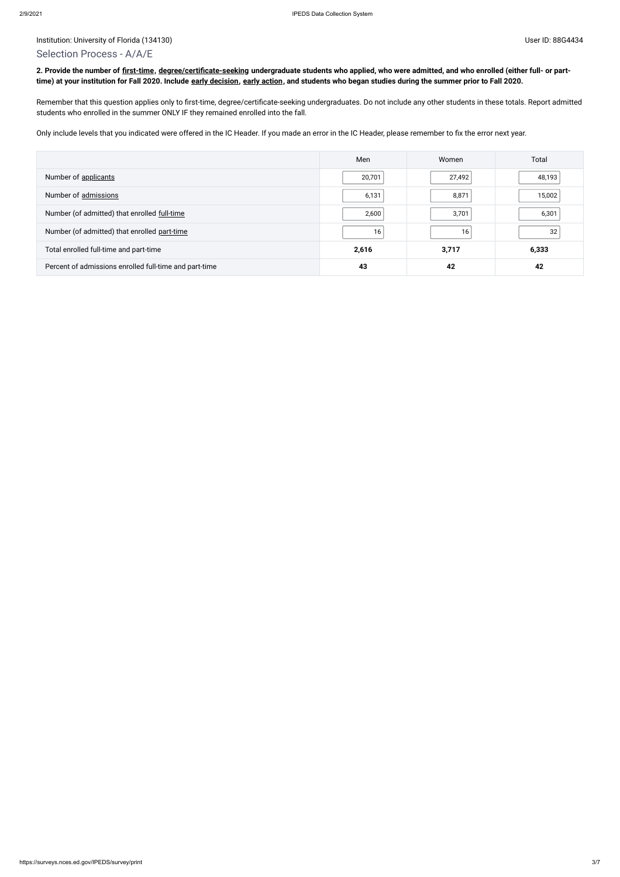Institution: University of Florida (134130) User ID: 88G4434

## Selection Process - A/A/E

**2. Provide the number of first-time, degree/certificate-seeking undergraduate students who applied, who were admitted, and who enrolled (either full- or part-time) at your institution for Fall 2020. Include early decision, early action, and students who began studies during the summer prior to Fall 2020.**

Remember that this question applies only to first-time, degree/certificate-seeking undergraduates. Do not include any other students in these totals. Report admitted students who enrolled in the summer ONLY IF they remained enrolled into the fall.

Only include levels that you indicated were offered in the IC Header. If you made an error in the IC Header, please remember to fix the error next year.

| | Men | Women | Total |
|---|---|---|---|
| Number of applicants | 20,701 | 27,492 | 48,193 |
| Number of admissions | 6,131 | 8,871 | 15,002 |
| Number (of admitted) that enrolled full-time | 2,600 | 3,701 | 6,301 |
| Number (of admitted) that enrolled part-time | 16 | 16 | 32 |
| Total enrolled full-time and part-time | **2,616** | **3,717** | **6,333** |
| Percent of admissions enrolled full-time and part-time | **43** | **42** | **42** |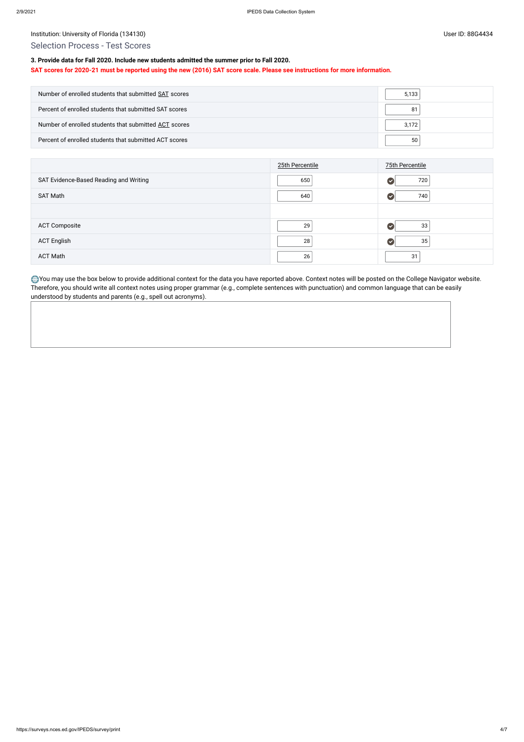Institution: University of Florida (134130)

User ID: 88G4434

## Selection Process - Test Scores

**3. Provide data for Fall 2020. Include new students admitted the summer prior to Fall 2020.**

**SAT scores for 2020-21 must be reported using the new (2016) SAT score scale. Please see instructions for more information.**

| | |
|---|---|
| Number of enrolled students that submitted SAT scores | 5,133 |
| Percent of enrolled students that submitted SAT scores | 81 |
| Number of enrolled students that submitted ACT scores | 3,172 |
| Percent of enrolled students that submitted ACT scores | 50 |

| | 25th Percentile | 75th Percentile |
|---|---|---|
| SAT Evidence-Based Reading and Writing | 650 | 720 |
| SAT Math | 640 | 740 |
| | | |
| ACT Composite | 29 | 33 |
| ACT English | 28 | 35 |
| ACT Math | 26 | 31 |

You may use the box below to provide additional context for the data you have reported above. Context notes will be posted on the College Navigator website. Therefore, you should write all context notes using proper grammar (e.g., complete sentences with punctuation) and common language that can be easily understood by students and parents (e.g., spell out acronyms).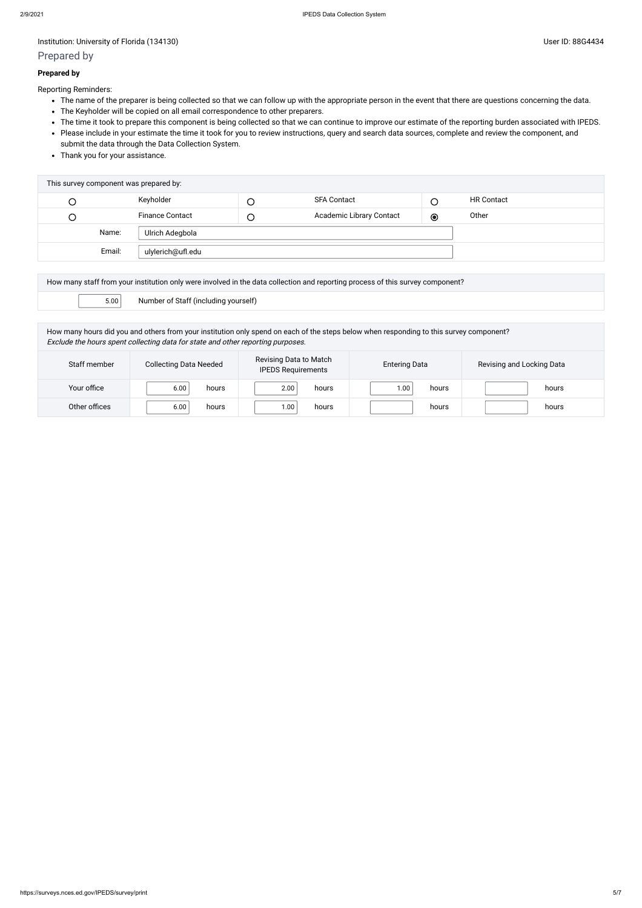Institution: University of Florida (134130)

User ID: 88G4434

## Prepared by

**Prepared by**

Reporting Reminders:

- The name of the preparer is being collected so that we can follow up with the appropriate person in the event that there are questions concerning the data.
- The Keyholder will be copied on all email correspondence to other preparers.
- The time it took to prepare this component is being collected so that we can continue to improve our estimate of the reporting burden associated with IPEDS.
- Please include in your estimate the time it took for you to review instructions, query and search data sources, complete and review the component, and submit the data through the Data Collection System.
- Thank you for your assistance.

| This survey component was prepared by: | | | | | |
|---|---|---|---|---|---|
| ○ | Keyholder | ○ | SFA Contact | ○ | HR Contact |
| ○ | Finance Contact | ○ | Academic Library Contact | ◉ | Other |
| Name: | Ulrich Adegbola | | | | |
| Email: | ulylerich@ufl.edu | | | | |

| How many staff from your institution only were involved in the data collection and reporting process of this survey component? | |
|---|---|
| 5.00 | Number of Staff (including yourself) |

How many hours did you and others from your institution only spend on each of the steps below when responding to this survey component?
*Exclude the hours spent collecting data for state and other reporting purposes.*

| Staff member | Collecting Data Needed | Revising Data to Match IPEDS Requirements | Entering Data | Revising and Locking Data |
|---|---|---|---|---|
| Your office | 6.00 hours | 2.00 hours | 1.00 hours | hours |
| Other offices | 6.00 hours | 1.00 hours | hours | hours |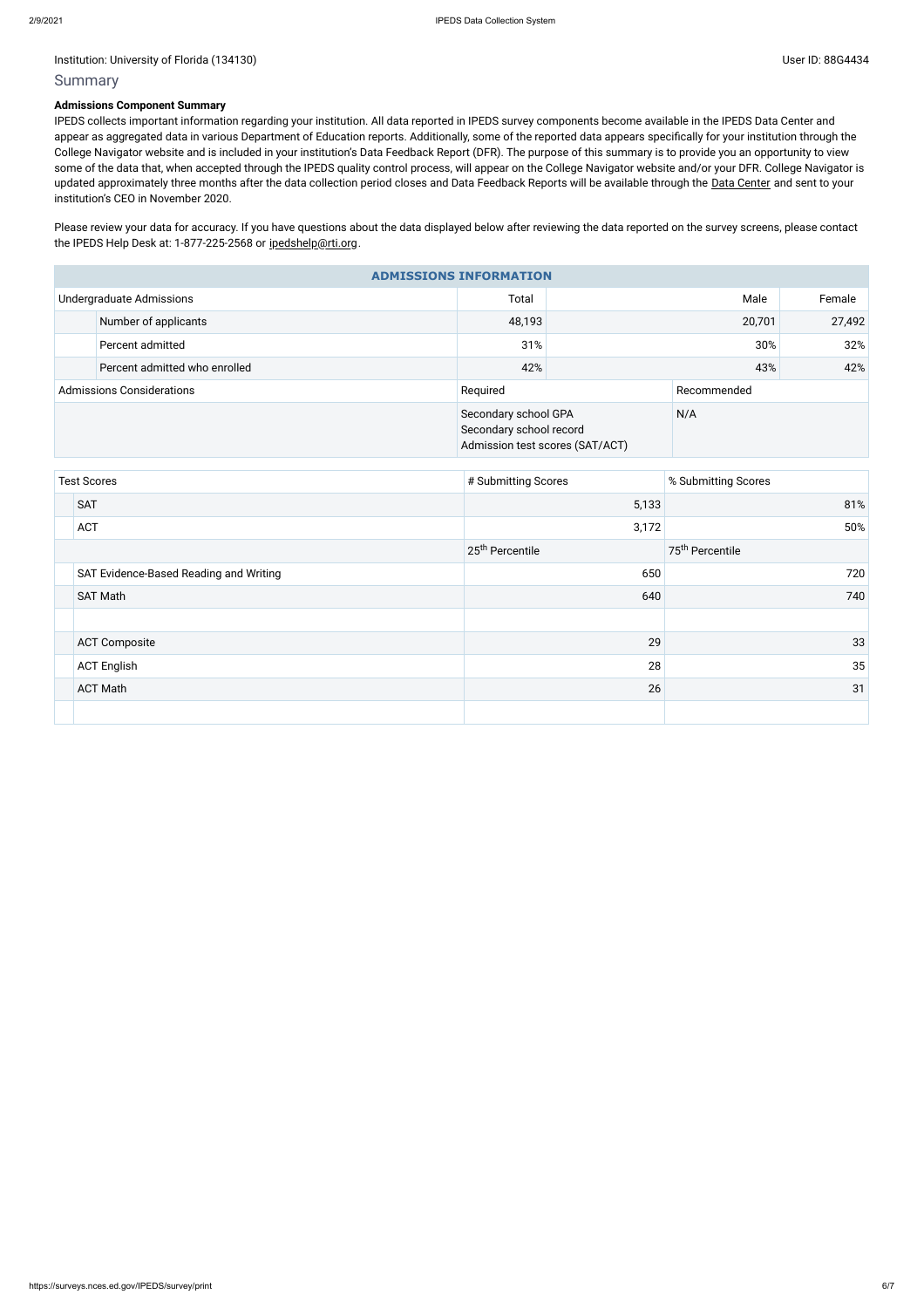Institution: University of Florida (134130)

User ID: 88G4434

## Summary

**Admissions Component Summary**

IPEDS collects important information regarding your institution. All data reported in IPEDS survey components become available in the IPEDS Data Center and appear as aggregated data in various Department of Education reports. Additionally, some of the reported data appears specifically for your institution through the College Navigator website and is included in your institution's Data Feedback Report (DFR). The purpose of this summary is to provide you an opportunity to view some of the data that, when accepted through the IPEDS quality control process, will appear on the College Navigator website and/or your DFR. College Navigator is updated approximately three months after the data collection period closes and Data Feedback Reports will be available through the Data Center and sent to your institution's CEO in November 2020.

Please review your data for accuracy. If you have questions about the data displayed below after reviewing the data reported on the survey screens, please contact the IPEDS Help Desk at: 1-877-225-2568 or ipedshelp@rti.org.

**ADMISSIONS INFORMATION**

| Undergraduate Admissions | Total | Male | Female |
|---|---|---|---|
| Number of applicants | 48,193 | 20,701 | 27,492 |
| Percent admitted | 31% | 30% | 32% |
| Percent admitted who enrolled | 42% | 43% | 42% |

| Admissions Considerations | Required | Recommended |
|---|---|---|
| | Secondary school GPA<br>Secondary school record<br>Admission test scores (SAT/ACT) | N/A |

| Test Scores | # Submitting Scores | % Submitting Scores |
|---|---|---|
| SAT | 5,133 | 81% |
| ACT | 3,172 | 50% |
| | 25th Percentile | 75th Percentile |
| SAT Evidence-Based Reading and Writing | 650 | 720 |
| SAT Math | 640 | 740 |
| | | |
| ACT Composite | 29 | 33 |
| ACT English | 28 | 35 |
| ACT Math | 26 | 31 |
| | | |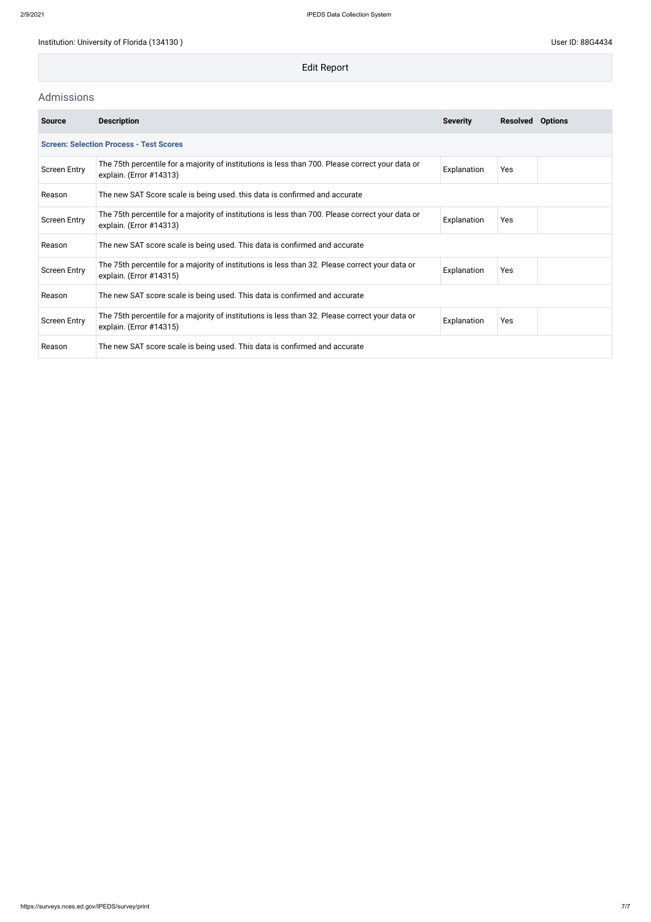Institution: University of Florida (134130 )

User ID: 88G4434

Edit Report

## Admissions

| Source | Description | Severity | Resolved | Options |
|---|---|---|---|---|
| **Screen: Selection Process - Test Scores** | | | | |
| Screen Entry | The 75th percentile for a majority of institutions is less than 700. Please correct your data or explain. (Error #14313) | Explanation | Yes | |
| Reason | The new SAT Score scale is being used. this data is confirmed and accurate | | | |
| Screen Entry | The 75th percentile for a majority of institutions is less than 700. Please correct your data or explain. (Error #14313) | Explanation | Yes | |
| Reason | The new SAT score scale is being used. This data is confirmed and accurate | | | |
| Screen Entry | The 75th percentile for a majority of institutions is less than 32. Please correct your data or explain. (Error #14315) | Explanation | Yes | |
| Reason | The new SAT score scale is being used. This data is confirmed and accurate | | | |
| Screen Entry | The 75th percentile for a majority of institutions is less than 32. Please correct your data or explain. (Error #14315) | Explanation | Yes | |
| Reason | The new SAT score scale is being used. This data is confirmed and accurate | | | |